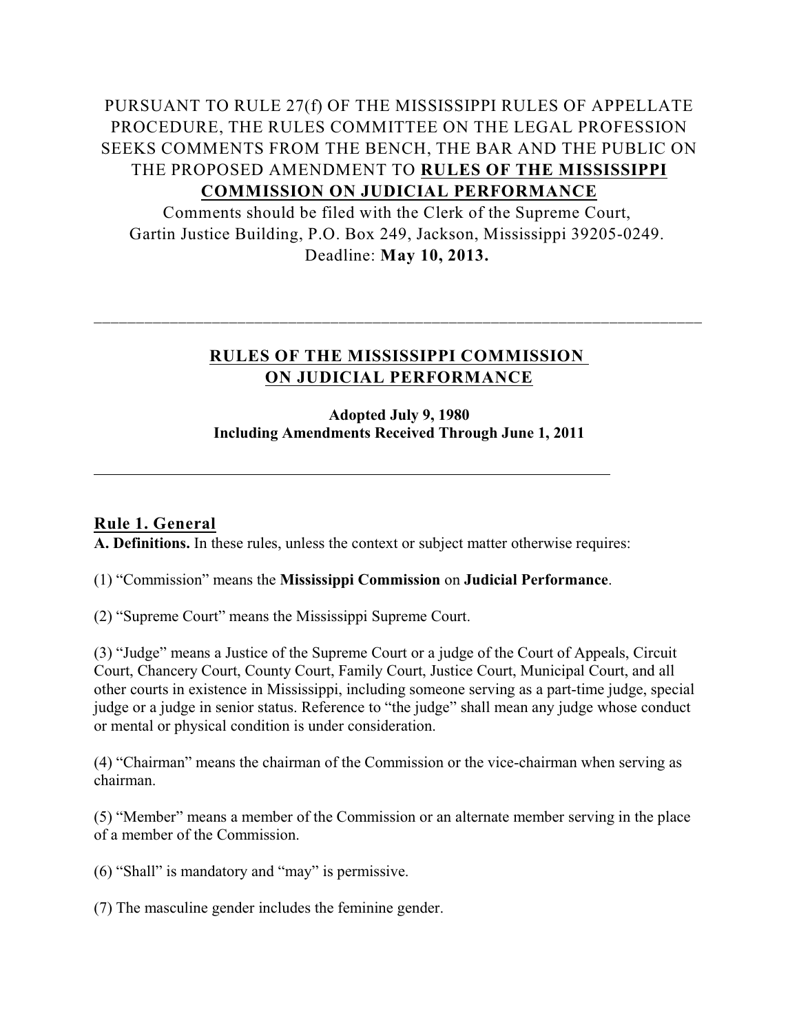PURSUANT TO RULE 27(f) OF THE MISSISSIPPI RULES OF APPELLATE PROCEDURE, THE RULES COMMITTEE ON THE LEGAL PROFESSION SEEKS COMMENTS FROM THE BENCH, THE BAR AND THE PUBLIC ON THE PROPOSED AMENDMENT TO **RULES OF THE MISSISSIPPI COMMISSION ON JUDICIAL PERFORMANCE**

Comments should be filed with the Clerk of the Supreme Court, Gartin Justice Building, P.O. Box 249, Jackson, Mississippi 39205-0249.
Deadline: **May 10, 2013.**

---

# RULES OF THE MISSISSIPPI COMMISSION ON JUDICIAL PERFORMANCE

**Adopted July 9, 1980**
**Including Amendments Received Through June 1, 2011**

---

## Rule 1. General

**A. Definitions.** In these rules, unless the context or subject matter otherwise requires:

(1) "Commission" means the **Mississippi Commission** on **Judicial Performance**.

(2) "Supreme Court" means the Mississippi Supreme Court.

(3) "Judge" means a Justice of the Supreme Court or a judge of the Court of Appeals, Circuit Court, Chancery Court, County Court, Family Court, Justice Court, Municipal Court, and all other courts in existence in Mississippi, including someone serving as a part-time judge, special judge or a judge in senior status. Reference to "the judge" shall mean any judge whose conduct or mental or physical condition is under consideration.

(4) "Chairman" means the chairman of the Commission or the vice-chairman when serving as chairman.

(5) "Member" means a member of the Commission or an alternate member serving in the place of a member of the Commission.

(6) "Shall" is mandatory and "may" is permissive.

(7) The masculine gender includes the feminine gender.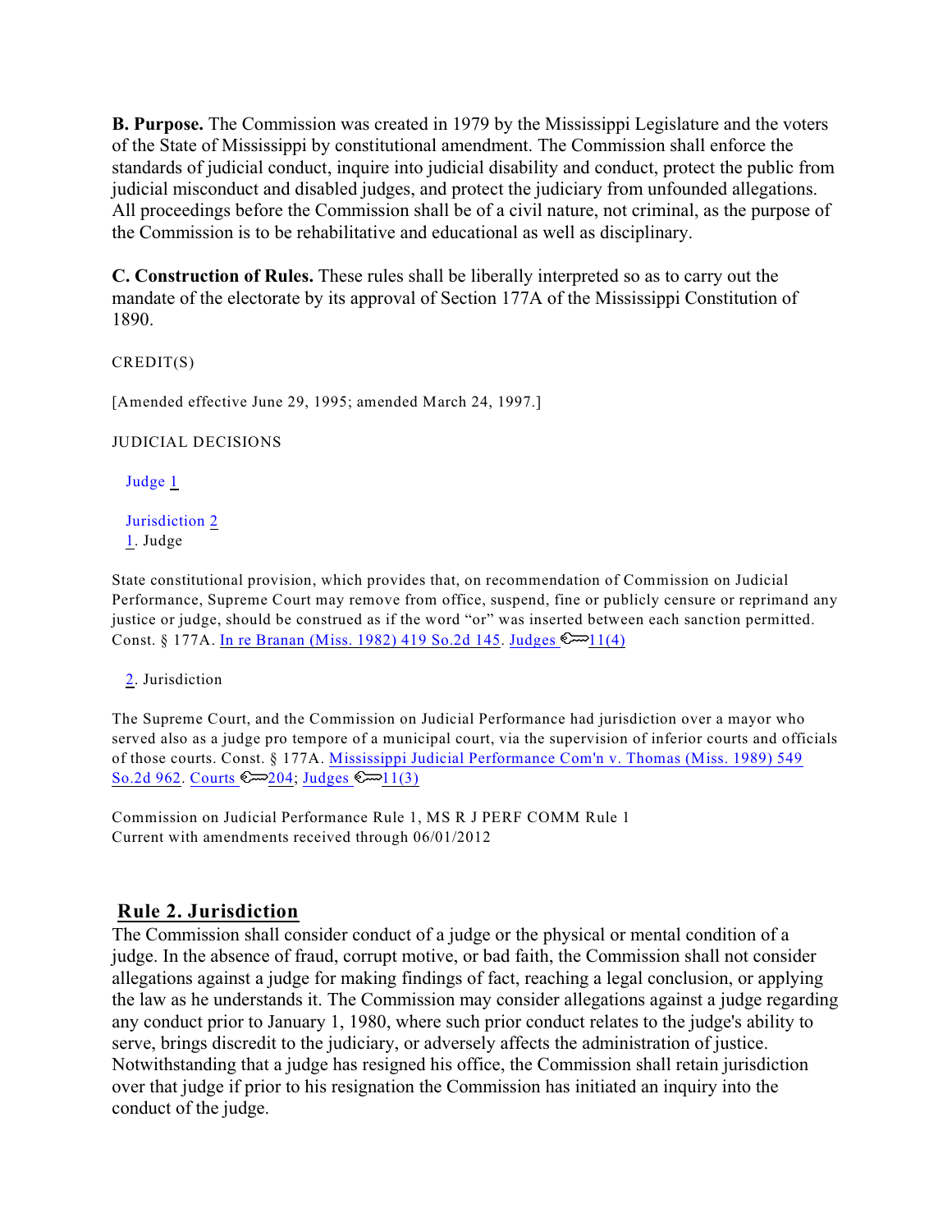**B. Purpose.** The Commission was created in 1979 by the Mississippi Legislature and the voters of the State of Mississippi by constitutional amendment. The Commission shall enforce the standards of judicial conduct, inquire into judicial disability and conduct, protect the public from judicial misconduct and disabled judges, and protect the judiciary from unfounded allegations. All proceedings before the Commission shall be of a civil nature, not criminal, as the purpose of the Commission is to be rehabilitative and educational as well as disciplinary.

**C. Construction of Rules.** These rules shall be liberally interpreted so as to carry out the mandate of the electorate by its approval of Section 177A of the Mississippi Constitution of 1890.

CREDIT(S)

[Amended effective June 29, 1995; amended March 24, 1997.]

JUDICIAL DECISIONS

Judge 1

Jurisdiction 2

1. Judge

State constitutional provision, which provides that, on recommendation of Commission on Judicial Performance, Supreme Court may remove from office, suspend, fine or publicly censure or reprimand any justice or judge, should be construed as if the word "or" were inserted between each sanction permitted. Const. § 177A. In re Branan (Miss. 1982) 419 So.2d 145. Judges 11(4)

2. Jurisdiction

The Supreme Court, and the Commission on Judicial Performance had jurisdiction over a mayor who served also as a judge pro tempore of a municipal court, via the supervision of inferior courts and officials of those courts. Const. § 177A. Mississippi Judicial Performance Com'n v. Thomas (Miss. 1989) 549 So.2d 962. Courts 204; Judges 11(3)

Commission on Judicial Performance Rule 1, MS R J PERF COMM Rule 1
Current with amendments received through 06/01/2012

## Rule 2. Jurisdiction

The Commission shall consider conduct of a judge or the physical or mental condition of a judge. In the absence of fraud, corrupt motive, or bad faith, the Commission shall not consider allegations against a judge for making findings of fact, reaching a legal conclusion, or applying the law as he understands it. The Commission may consider allegations against a judge regarding any conduct prior to January 1, 1980, where such prior conduct relates to the judge's ability to serve, brings discredit to the judiciary, or adversely affects the administration of justice. Notwithstanding that a judge has resigned his office, the Commission shall retain jurisdiction over that judge if prior to his resignation the Commission has initiated an inquiry into the conduct of the judge.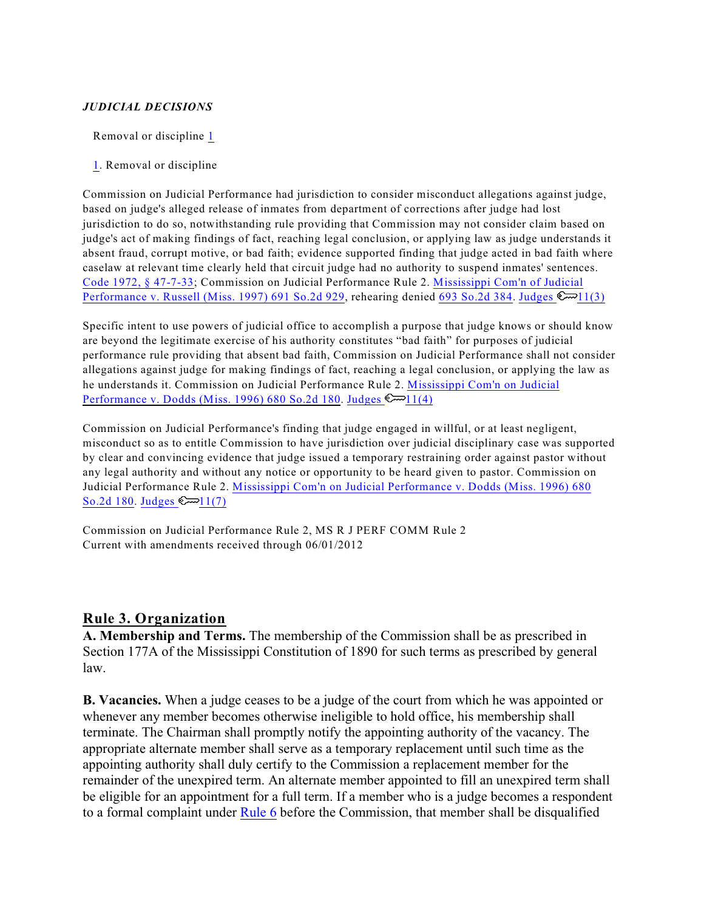***JUDICIAL DECISIONS***

Removal or discipline 1

1. Removal or discipline

Commission on Judicial Performance had jurisdiction to consider misconduct allegations against judge, based on judge's alleged release of inmates from department of corrections after judge had lost jurisdiction to do so, notwithstanding rule providing that Commission may not consider claim based on judge's act of making findings of fact, reaching legal conclusion, or applying law as judge understands it absent fraud, corrupt motive, or bad faith; evidence supported finding that judge acted in bad faith where caselaw at relevant time clearly held that circuit judge had no authority to suspend inmates' sentences. Code 1972, § 47-7-33; Commission on Judicial Performance Rule 2. Mississippi Com'n of Judicial Performance v. Russell (Miss. 1997) 691 So.2d 929, rehearing denied 693 So.2d 384. Judges 11(3)

Specific intent to use powers of judicial office to accomplish a purpose that judge knows or should know are beyond the legitimate exercise of his authority constitutes "bad faith" for purposes of judicial performance rule providing that absent bad faith, Commission on Judicial Performance shall not consider allegations against judge for making findings of fact, reaching a legal conclusion, or applying the law as he understands it. Commission on Judicial Performance Rule 2. Mississippi Com'n on Judicial Performance v. Dodds (Miss. 1996) 680 So.2d 180. Judges 11(4)

Commission on Judicial Performance's finding that judge engaged in willful, or at least negligent, misconduct so as to entitle Commission to have jurisdiction over judicial disciplinary case was supported by clear and convincing evidence that judge issued a temporary restraining order against pastor without any legal authority and without any notice or opportunity to be heard given to pastor. Commission on Judicial Performance Rule 2. Mississippi Com'n on Judicial Performance v. Dodds (Miss. 1996) 680 So.2d 180. Judges 11(7)

Commission on Judicial Performance Rule 2, MS R J PERF COMM Rule 2
Current with amendments received through 06/01/2012

## Rule 3. Organization

**A. Membership and Terms.** The membership of the Commission shall be as prescribed in Section 177A of the Mississippi Constitution of 1890 for such terms as prescribed by general law.

**B. Vacancies.** When a judge ceases to be a judge of the court from which he was appointed or whenever any member becomes otherwise ineligible to hold office, his membership shall terminate. The Chairman shall promptly notify the appointing authority of the vacancy. The appropriate alternate member shall serve as a temporary replacement until such time as the appointing authority shall duly certify to the Commission a replacement member for the remainder of the unexpired term. An alternate member appointed to fill an unexpired term shall be eligible for an appointment for a full term. If a member who is a judge becomes a respondent to a formal complaint under Rule 6 before the Commission, that member shall be disqualified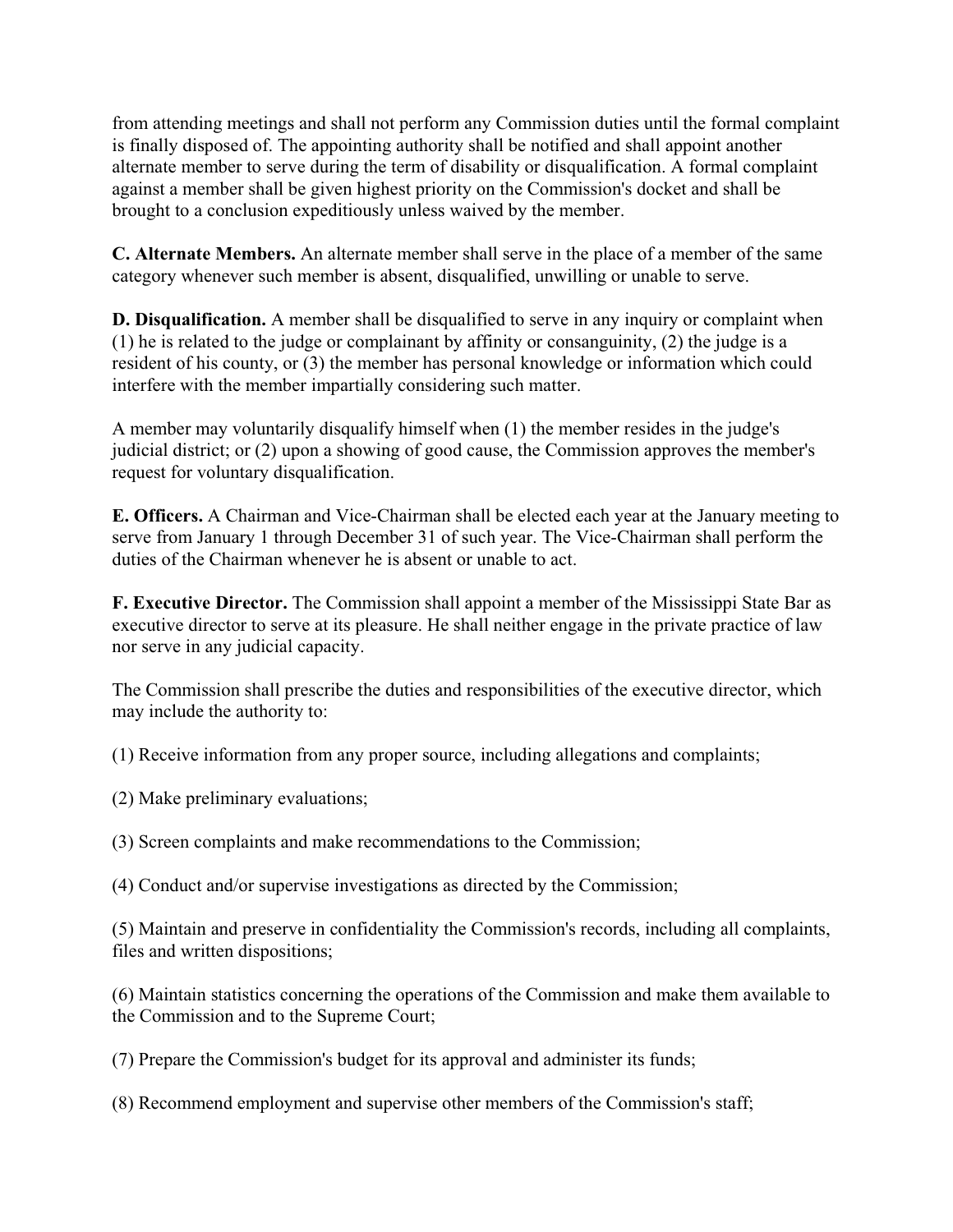from attending meetings and shall not perform any Commission duties until the formal complaint is finally disposed of. The appointing authority shall be notified and shall appoint another alternate member to serve during the term of disability or disqualification. A formal complaint against a member shall be given highest priority on the Commission's docket and shall be brought to a conclusion expeditiously unless waived by the member.

**C. Alternate Members.** An alternate member shall serve in the place of a member of the same category whenever such member is absent, disqualified, unwilling or unable to serve.

**D. Disqualification.** A member shall be disqualified to serve in any inquiry or complaint when (1) he is related to the judge or complainant by affinity or consanguinity, (2) the judge is a resident of his county, or (3) the member has personal knowledge or information which could interfere with the member impartially considering such matter.

A member may voluntarily disqualify himself when (1) the member resides in the judge's judicial district; or (2) upon a showing of good cause, the Commission approves the member's request for voluntary disqualification.

**E. Officers.** A Chairman and Vice-Chairman shall be elected each year at the January meeting to serve from January 1 through December 31 of such year. The Vice-Chairman shall perform the duties of the Chairman whenever he is absent or unable to act.

**F. Executive Director.** The Commission shall appoint a member of the Mississippi State Bar as executive director to serve at its pleasure. He shall neither engage in the private practice of law nor serve in any judicial capacity.

The Commission shall prescribe the duties and responsibilities of the executive director, which may include the authority to:

(1) Receive information from any proper source, including allegations and complaints;

(2) Make preliminary evaluations;

(3) Screen complaints and make recommendations to the Commission;

(4) Conduct and/or supervise investigations as directed by the Commission;

(5) Maintain and preserve in confidentiality the Commission's records, including all complaints, files and written dispositions;

(6) Maintain statistics concerning the operations of the Commission and make them available to the Commission and to the Supreme Court;

(7) Prepare the Commission's budget for its approval and administer its funds;

(8) Recommend employment and supervise other members of the Commission's staff;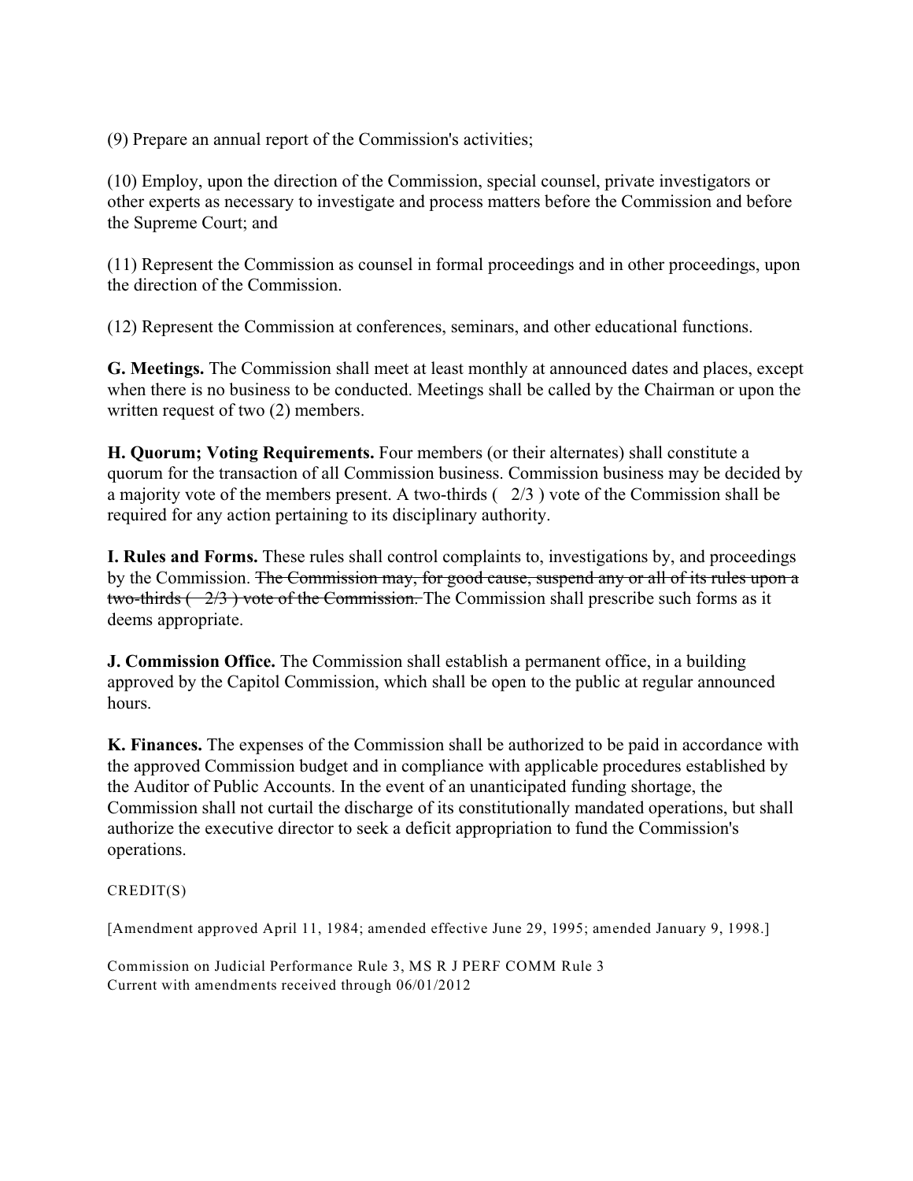(9) Prepare an annual report of the Commission's activities;

(10) Employ, upon the direction of the Commission, special counsel, private investigators or other experts as necessary to investigate and process matters before the Commission and before the Supreme Court; and

(11) Represent the Commission as counsel in formal proceedings and in other proceedings, upon the direction of the Commission.

(12) Represent the Commission at conferences, seminars, and other educational functions.

**G. Meetings.** The Commission shall meet at least monthly at announced dates and places, except when there is no business to be conducted. Meetings shall be called by the Chairman or upon the written request of two (2) members.

**H. Quorum; Voting Requirements.** Four members (or their alternates) shall constitute a quorum for the transaction of all Commission business. Commission business may be decided by a majority vote of the members present. A two-thirds ( 2/3 ) vote of the Commission shall be required for any action pertaining to its disciplinary authority.

**I. Rules and Forms.** These rules shall control complaints to, investigations by, and proceedings by the Commission. ~~The Commission may, for good cause, suspend any or all of its rules upon a two-thirds ( 2/3 ) vote of the Commission.~~ The Commission shall prescribe such forms as it deems appropriate.

**J. Commission Office.** The Commission shall establish a permanent office, in a building approved by the Capitol Commission, which shall be open to the public at regular announced hours.

**K. Finances.** The expenses of the Commission shall be authorized to be paid in accordance with the approved Commission budget and in compliance with applicable procedures established by the Auditor of Public Accounts. In the event of an unanticipated funding shortage, the Commission shall not curtail the discharge of its constitutionally mandated operations, but shall authorize the executive director to seek a deficit appropriation to fund the Commission's operations.

CREDIT(S)

[Amendment approved April 11, 1984; amended effective June 29, 1995; amended January 9, 1998.]

Commission on Judicial Performance Rule 3, MS R J PERF COMM Rule 3
Current with amendments received through 06/01/2012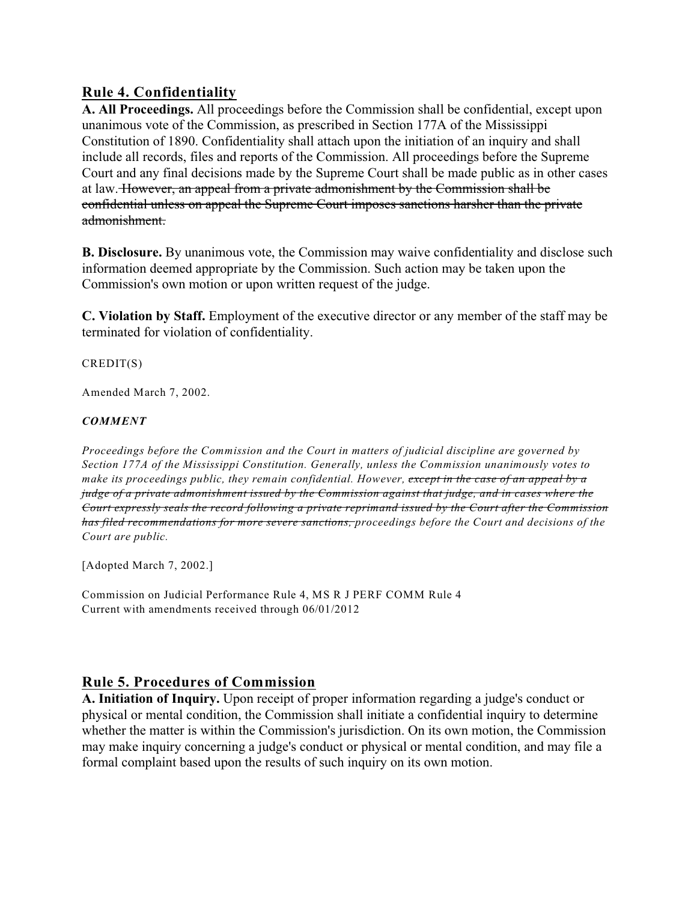## Rule 4. Confidentiality

**A. All Proceedings.** All proceedings before the Commission shall be confidential, except upon unanimous vote of the Commission, as prescribed in Section 177A of the Mississippi Constitution of 1890. Confidentiality shall attach upon the initiation of an inquiry and shall include all records, files and reports of the Commission. All proceedings before the Supreme Court and any final decisions made by the Supreme Court shall be made public as in other cases at law. ~~However, an appeal from a private admonishment by the Commission shall be confidential unless on appeal the Supreme Court imposes sanctions harsher than the private admonishment.~~

**B. Disclosure.** By unanimous vote, the Commission may waive confidentiality and disclose such information deemed appropriate by the Commission. Such action may be taken upon the Commission's own motion or upon written request of the judge.

**C. Violation by Staff.** Employment of the executive director or any member of the staff may be terminated for violation of confidentiality.

CREDIT(S)

Amended March 7, 2002.

***COMMENT***

*Proceedings before the Commission and the Court in matters of judicial discipline are governed by Section 177A of the Mississippi Constitution. Generally, unless the Commission unanimously votes to make its proceedings public, they remain confidential. However, ~~except in the case of an appeal by a judge of a private admonishment issued by the Commission against that judge, and in cases where the Court expressly seals the record following a private reprimand issued by the Court after the Commission has filed recommendations for more severe sanctions,~~ proceedings before the Court and decisions of the Court are public.*

[Adopted March 7, 2002.]

Commission on Judicial Performance Rule 4, MS R J PERF COMM Rule 4
Current with amendments received through 06/01/2012

## Rule 5. Procedures of Commission

**A. Initiation of Inquiry.** Upon receipt of proper information regarding a judge's conduct or physical or mental condition, the Commission shall initiate a confidential inquiry to determine whether the matter is within the Commission's jurisdiction. On its own motion, the Commission may make inquiry concerning a judge's conduct or physical or mental condition, and may file a formal complaint based upon the results of such inquiry on its own motion.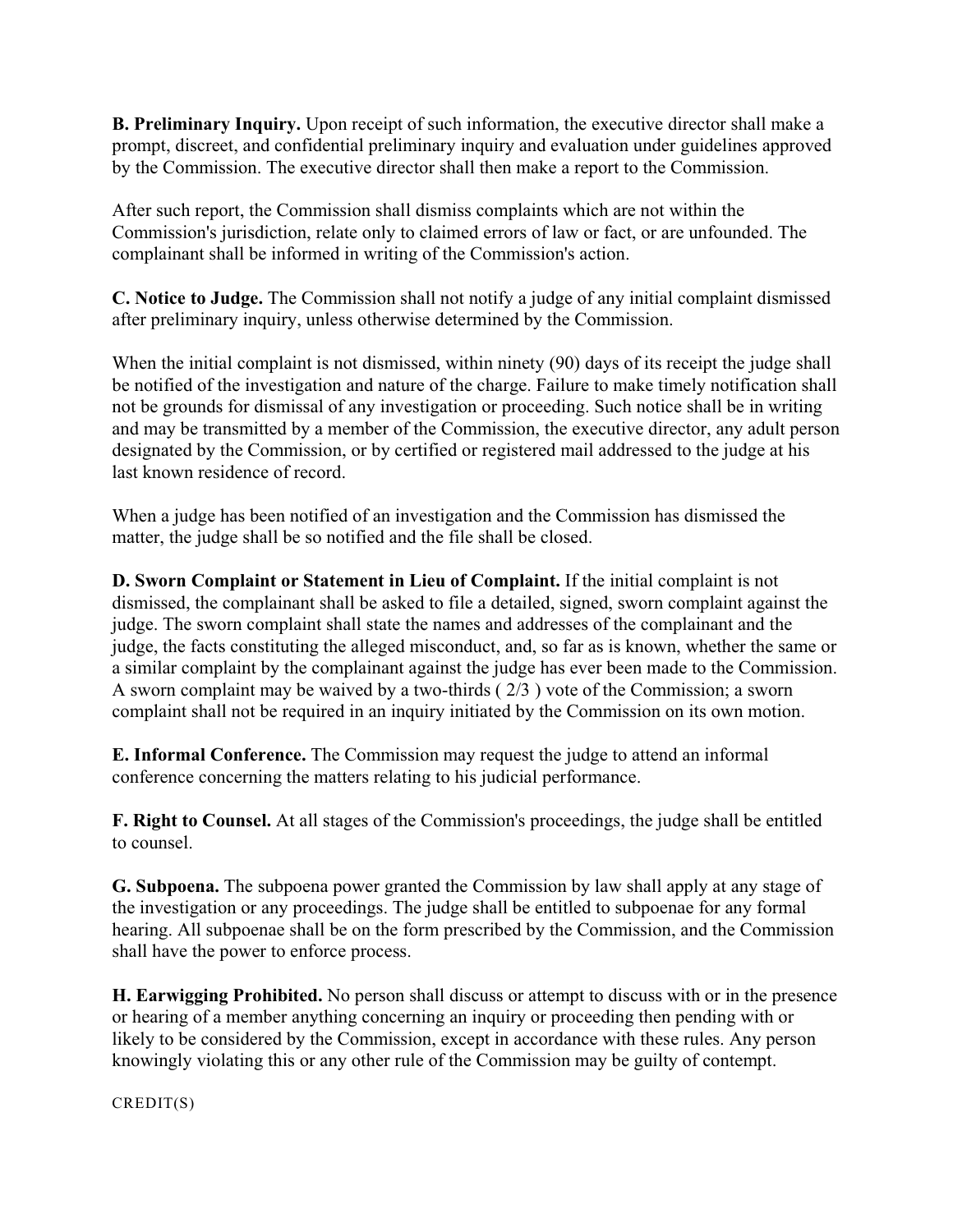**B. Preliminary Inquiry.** Upon receipt of such information, the executive director shall make a prompt, discreet, and confidential preliminary inquiry and evaluation under guidelines approved by the Commission. The executive director shall then make a report to the Commission.

After such report, the Commission shall dismiss complaints which are not within the Commission's jurisdiction, relate only to claimed errors of law or fact, or are unfounded. The complainant shall be informed in writing of the Commission's action.

**C. Notice to Judge.** The Commission shall not notify a judge of any initial complaint dismissed after preliminary inquiry, unless otherwise determined by the Commission.

When the initial complaint is not dismissed, within ninety (90) days of its receipt the judge shall be notified of the investigation and nature of the charge. Failure to make timely notification shall not be grounds for dismissal of any investigation or proceeding. Such notice shall be in writing and may be transmitted by a member of the Commission, the executive director, any adult person designated by the Commission, or by certified or registered mail addressed to the judge at his last known residence of record.

When a judge has been notified of an investigation and the Commission has dismissed the matter, the judge shall be so notified and the file shall be closed.

**D. Sworn Complaint or Statement in Lieu of Complaint.** If the initial complaint is not dismissed, the complainant shall be asked to file a detailed, signed, sworn complaint against the judge. The sworn complaint shall state the names and addresses of the complainant and the judge, the facts constituting the alleged misconduct, and, so far as is known, whether the same or a similar complaint by the complainant against the judge has ever been made to the Commission. A sworn complaint may be waived by a two-thirds ( 2/3 ) vote of the Commission; a sworn complaint shall not be required in an inquiry initiated by the Commission on its own motion.

**E. Informal Conference.** The Commission may request the judge to attend an informal conference concerning the matters relating to his judicial performance.

**F. Right to Counsel.** At all stages of the Commission's proceedings, the judge shall be entitled to counsel.

**G. Subpoena.** The subpoena power granted the Commission by law shall apply at any stage of the investigation or any proceedings. The judge shall be entitled to subpoenae for any formal hearing. All subpoenae shall be on the form prescribed by the Commission, and the Commission shall have the power to enforce process.

**H. Earwigging Prohibited.** No person shall discuss or attempt to discuss with or in the presence or hearing of a member anything concerning an inquiry or proceeding then pending with or likely to be considered by the Commission, except in accordance with these rules. Any person knowingly violating this or any other rule of the Commission may be guilty of contempt.

CREDIT(S)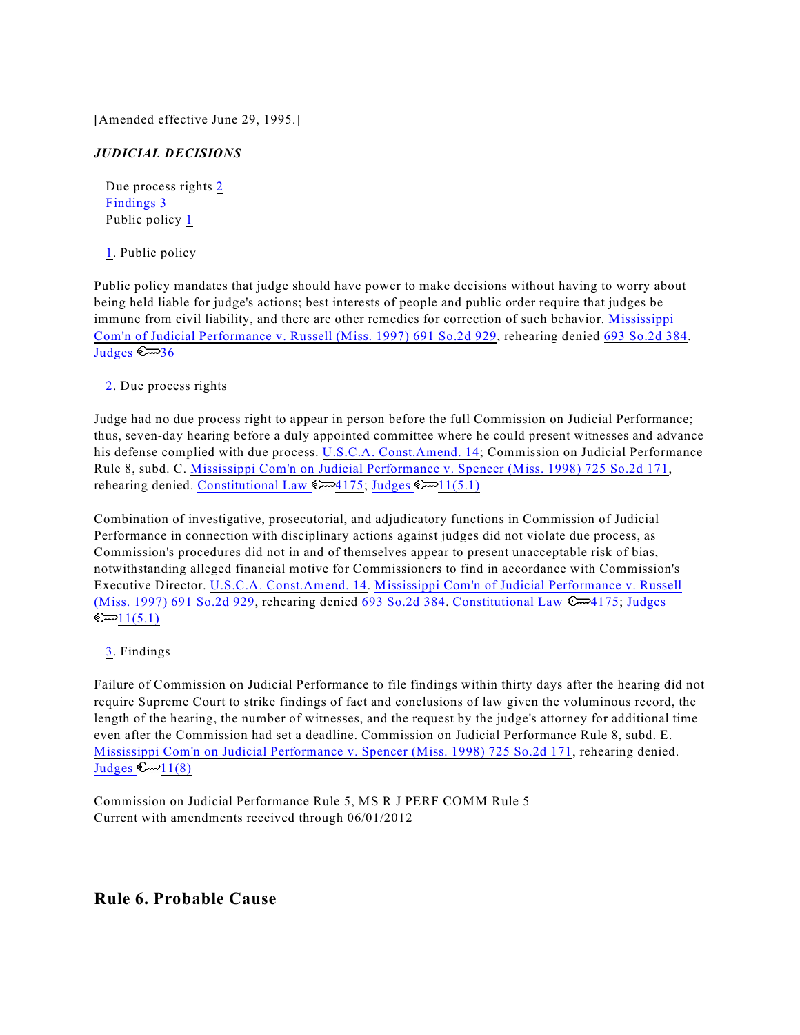[Amended effective June 29, 1995.]

***JUDICIAL DECISIONS***

Due process rights 2
Findings 3
Public policy 1

1. Public policy

Public policy mandates that judge should have power to make decisions without having to worry about being held liable for judge's actions; best interests of people and public order require that judges be immune from civil liability, and there are other remedies for correction of such behavior. Mississippi Com'n of Judicial Performance v. Russell (Miss. 1997) 691 So.2d 929, rehearing denied 693 So.2d 384. Judges 36

2. Due process rights

Judge had no due process right to appear in person before the full Commission on Judicial Performance; thus, seven-day hearing before a duly appointed committee where he could present witnesses and advance his defense complied with due process. U.S.C.A. Const.Amend. 14; Commission on Judicial Performance Rule 8, subd. C. Mississippi Com'n on Judicial Performance v. Spencer (Miss. 1998) 725 So.2d 171, rehearing denied. Constitutional Law 4175; Judges 11(5.1)

Combination of investigative, prosecutorial, and adjudicatory functions in Commission of Judicial Performance in connection with disciplinary actions against judges did not violate due process, as Commission's procedures did not in and of themselves appear to present unacceptable risk of bias, notwithstanding alleged financial motive for Commissioners to find in accordance with Commission's Executive Director. U.S.C.A. Const.Amend. 14. Mississippi Com'n of Judicial Performance v. Russell (Miss. 1997) 691 So.2d 929, rehearing denied 693 So.2d 384. Constitutional Law 4175; Judges 11(5.1)

3. Findings

Failure of Commission on Judicial Performance to file findings within thirty days after the hearing did not require Supreme Court to strike findings of fact and conclusions of law given the voluminous record, the length of the hearing, the number of witnesses, and the request by the judge's attorney for additional time even after the Commission had set a deadline. Commission on Judicial Performance Rule 8, subd. E. Mississippi Com'n on Judicial Performance v. Spencer (Miss. 1998) 725 So.2d 171, rehearing denied. Judges 11(8)

Commission on Judicial Performance Rule 5, MS R J PERF COMM Rule 5
Current with amendments received through 06/01/2012

## Rule 6. Probable Cause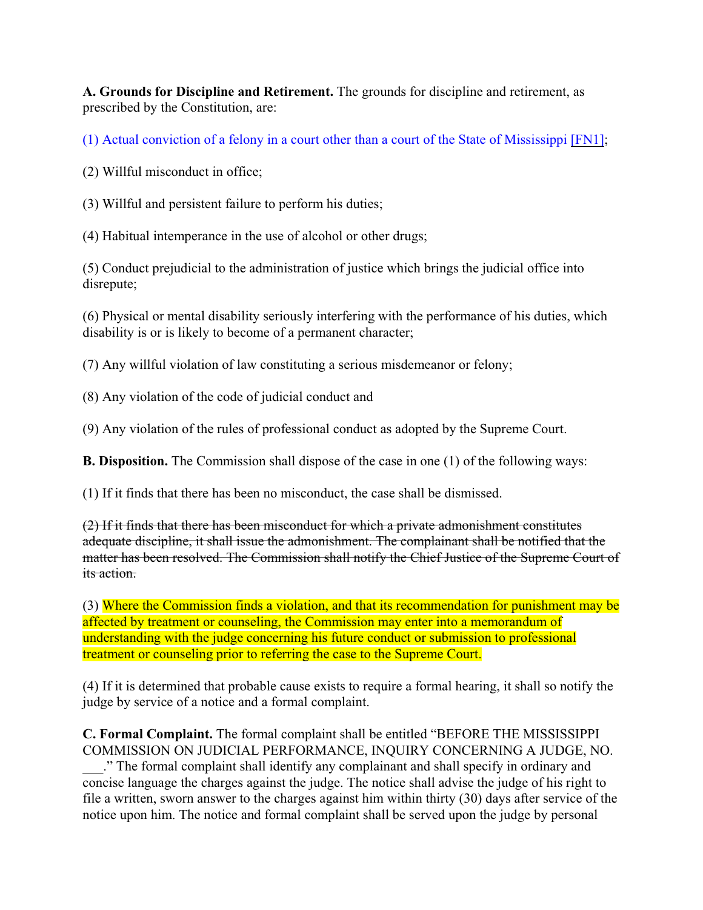**A. Grounds for Discipline and Retirement.** The grounds for discipline and retirement, as prescribed by the Constitution, are:

(1) Actual conviction of a felony in a court other than a court of the State of Mississippi [FN1];

(2) Willful misconduct in office;

(3) Willful and persistent failure to perform his duties;

(4) Habitual intemperance in the use of alcohol or other drugs;

(5) Conduct prejudicial to the administration of justice which brings the judicial office into disrepute;

(6) Physical or mental disability seriously interfering with the performance of his duties, which disability is or is likely to become of a permanent character;

(7) Any willful violation of law constituting a serious misdemeanor or felony;

(8) Any violation of the code of judicial conduct and

(9) Any violation of the rules of professional conduct as adopted by the Supreme Court.

**B. Disposition.** The Commission shall dispose of the case in one (1) of the following ways:

(1) If it finds that there has been no misconduct, the case shall be dismissed.

~~(2) If it finds that there has been misconduct for which a private admonishment constitutes adequate discipline, it shall issue the admonishment. The complainant shall be notified that the matter has been resolved. The Commission shall notify the Chief Justice of the Supreme Court of its action.~~

(3) Where the Commission finds a violation, and that its recommendation for punishment may be affected by treatment or counseling, the Commission may enter into a memorandum of understanding with the judge concerning his future conduct or submission to professional treatment or counseling prior to referring the case to the Supreme Court.

(4) If it is determined that probable cause exists to require a formal hearing, it shall so notify the judge by service of a notice and a formal complaint.

**C. Formal Complaint.** The formal complaint shall be entitled "BEFORE THE MISSISSIPPI COMMISSION ON JUDICIAL PERFORMANCE, INQUIRY CONCERNING A JUDGE, NO. ___." The formal complaint shall identify any complainant and shall specify in ordinary and concise language the charges against the judge. The notice shall advise the judge of his right to file a written, sworn answer to the charges against him within thirty (30) days after service of the notice upon him. The notice and formal complaint shall be served upon the judge by personal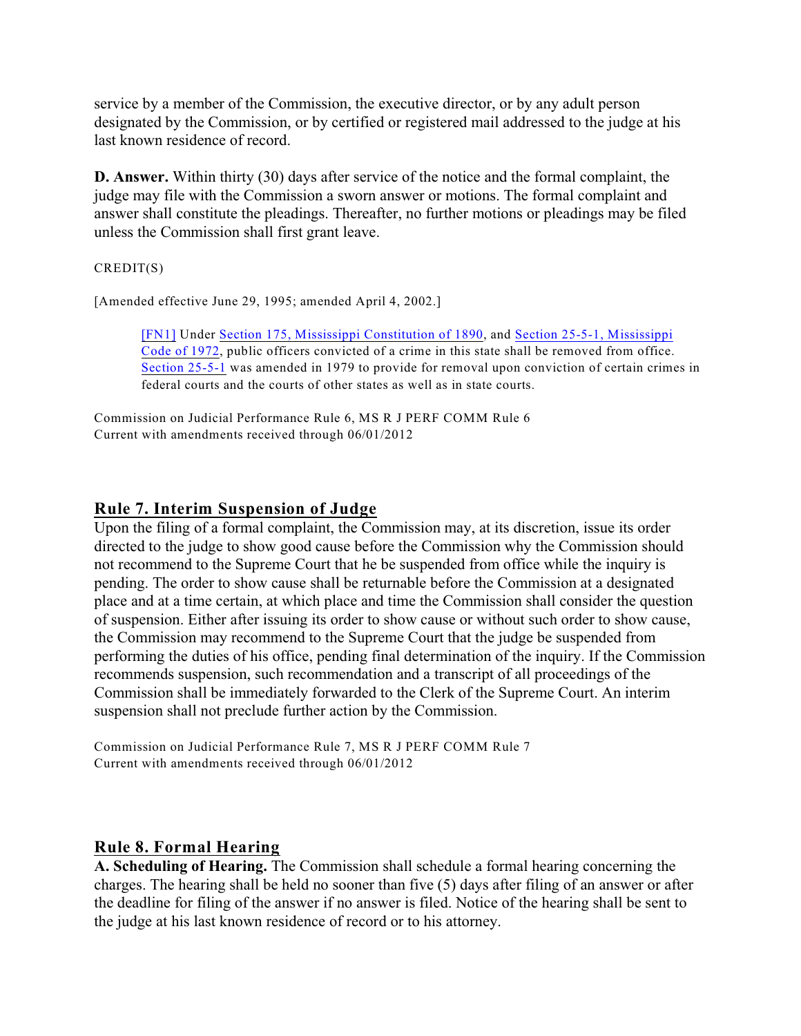service by a member of the Commission, the executive director, or by any adult person designated by the Commission, or by certified or registered mail addressed to the judge at his last known residence of record.

**D. Answer.** Within thirty (30) days after service of the notice and the formal complaint, the judge may file with the Commission a sworn answer or motions. The formal complaint and answer shall constitute the pleadings. Thereafter, no further motions or pleadings may be filed unless the Commission shall first grant leave.

CREDIT(S)

[Amended effective June 29, 1995; amended April 4, 2002.]

> [FN1] Under Section 175, Mississippi Constitution of 1890, and Section 25-5-1, Mississippi Code of 1972, public officers convicted of a crime in this state shall be removed from office. Section 25-5-1 was amended in 1979 to provide for removal upon conviction of certain crimes in federal courts and the courts of other states as well as in state courts.

Commission on Judicial Performance Rule 6, MS R J PERF COMM Rule 6
Current with amendments received through 06/01/2012

## Rule 7. Interim Suspension of Judge

Upon the filing of a formal complaint, the Commission may, at its discretion, issue its order directed to the judge to show good cause before the Commission why the Commission should not recommend to the Supreme Court that he be suspended from office while the inquiry is pending. The order to show cause shall be returnable before the Commission at a designated place and at a time certain, at which place and time the Commission shall consider the question of suspension. Either after issuing its order to show cause or without such order to show cause, the Commission may recommend to the Supreme Court that the judge be suspended from performing the duties of his office, pending final determination of the inquiry. If the Commission recommends suspension, such recommendation and a transcript of all proceedings of the Commission shall be immediately forwarded to the Clerk of the Supreme Court. An interim suspension shall not preclude further action by the Commission.

Commission on Judicial Performance Rule 7, MS R J PERF COMM Rule 7
Current with amendments received through 06/01/2012

## Rule 8. Formal Hearing

**A. Scheduling of Hearing.** The Commission shall schedule a formal hearing concerning the charges. The hearing shall be held no sooner than five (5) days after filing of an answer or after the deadline for filing of the answer if no answer is filed. Notice of the hearing shall be sent to the judge at his last known residence of record or to his attorney.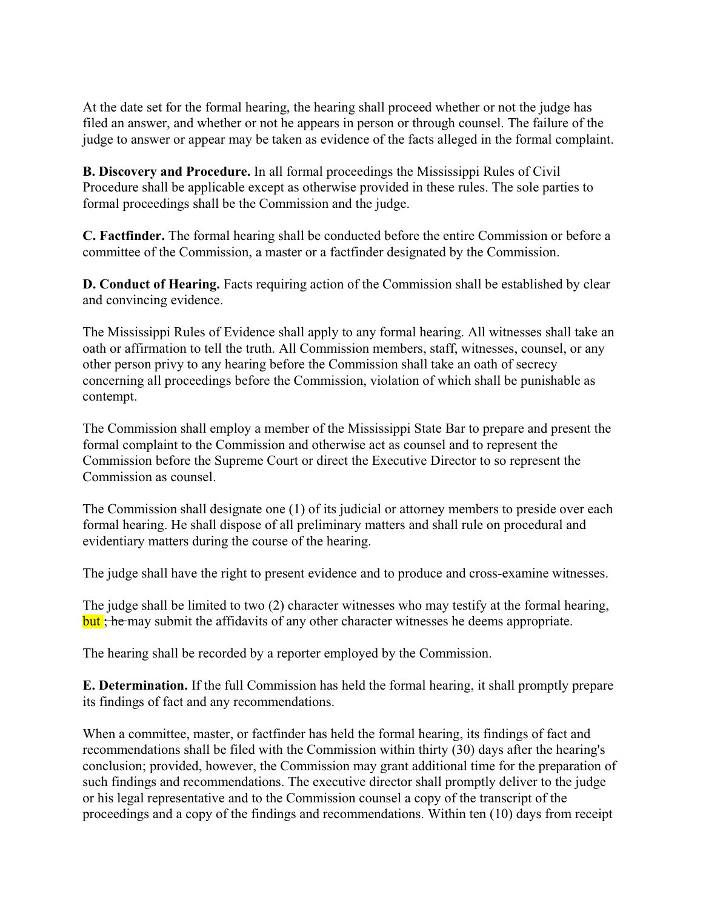At the date set for the formal hearing, the hearing shall proceed whether or not the judge has filed an answer, and whether or not he appears in person or through counsel. The failure of the judge to answer or appear may be taken as evidence of the facts alleged in the formal complaint.

**B. Discovery and Procedure.** In all formal proceedings the Mississippi Rules of Civil Procedure shall be applicable except as otherwise provided in these rules. The sole parties to formal proceedings shall be the Commission and the judge.

**C. Factfinder.** The formal hearing shall be conducted before the entire Commission or before a committee of the Commission, a master or a factfinder designated by the Commission.

**D. Conduct of Hearing.** Facts requiring action of the Commission shall be established by clear and convincing evidence.

The Mississippi Rules of Evidence shall apply to any formal hearing. All witnesses shall take an oath or affirmation to tell the truth. All Commission members, staff, witnesses, counsel, or any other person privy to any hearing before the Commission shall take an oath of secrecy concerning all proceedings before the Commission, violation of which shall be punishable as contempt.

The Commission shall employ a member of the Mississippi State Bar to prepare and present the formal complaint to the Commission and otherwise act as counsel and to represent the Commission before the Supreme Court or direct the Executive Director to so represent the Commission as counsel.

The Commission shall designate one (1) of its judicial or attorney members to preside over each formal hearing. He shall dispose of all preliminary matters and shall rule on procedural and evidentiary matters during the course of the hearing.

The judge shall have the right to present evidence and to produce and cross-examine witnesses.

The judge shall be limited to two (2) character witnesses who may testify at the formal hearing, but ~~; he~~ may submit the affidavits of any other character witnesses he deems appropriate.

The hearing shall be recorded by a reporter employed by the Commission.

**E. Determination.** If the full Commission has held the formal hearing, it shall promptly prepare its findings of fact and any recommendations.

When a committee, master, or factfinder has held the formal hearing, its findings of fact and recommendations shall be filed with the Commission within thirty (30) days after the hearing's conclusion; provided, however, the Commission may grant additional time for the preparation of such findings and recommendations. The executive director shall promptly deliver to the judge or his legal representative and to the Commission counsel a copy of the transcript of the proceedings and a copy of the findings and recommendations. Within ten (10) days from receipt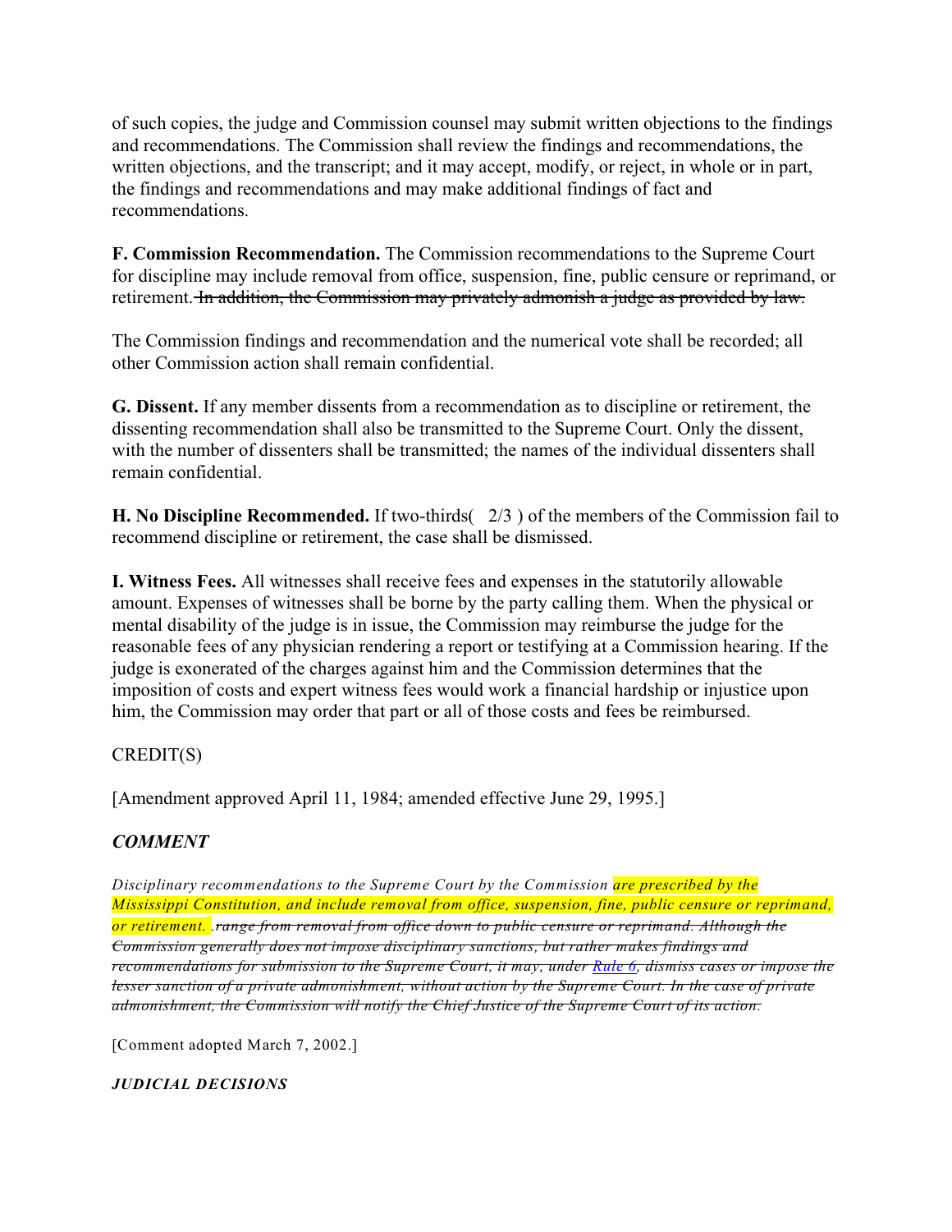of such copies, the judge and Commission counsel may submit written objections to the findings and recommendations. The Commission shall review the findings and recommendations, the written objections, and the transcript; and it may accept, modify, or reject, in whole or in part, the findings and recommendations and may make additional findings of fact and recommendations.

**F. Commission Recommendation.** The Commission recommendations to the Supreme Court for discipline may include removal from office, suspension, fine, public censure or reprimand, or retirement. ~~In addition, the Commission may privately admonish a judge as provided by law.~~

The Commission findings and recommendation and the numerical vote shall be recorded; all other Commission action shall remain confidential.

**G. Dissent.** If any member dissents from a recommendation as to discipline or retirement, the dissenting recommendation shall also be transmitted to the Supreme Court. Only the dissent, with the number of dissenters shall be transmitted; the names of the individual dissenters shall remain confidential.

**H. No Discipline Recommended.** If two-thirds( 2/3 ) of the members of the Commission fail to recommend discipline or retirement, the case shall be dismissed.

**I. Witness Fees.** All witnesses shall receive fees and expenses in the statutorily allowable amount. Expenses of witnesses shall be borne by the party calling them. When the physical or mental disability of the judge is in issue, the Commission may reimburse the judge for the reasonable fees of any physician rendering a report or testifying at a Commission hearing. If the judge is exonerated of the charges against him and the Commission determines that the imposition of costs and expert witness fees would work a financial hardship or injustice upon him, the Commission may order that part or all of those costs and fees be reimbursed.

CREDIT(S)

[Amendment approved April 11, 1984; amended effective June 29, 1995.]

### *COMMENT*

*Disciplinary recommendations to the Supreme Court by the Commission are prescribed by the Mississippi Constitution, and include removal from office, suspension, fine, public censure or reprimand, or retirement. ~~.range from removal from office down to public censure or reprimand. Although the Commission generally does not impose disciplinary sanctions, but rather makes findings and recommendations for submission to the Supreme Court, it may, under Rule 6, dismiss cases or impose the lesser sanction of a private admonishment, without action by the Supreme Court. In the case of private admonishment, the Commission will notify the Chief Justice of the Supreme Court of its action.~~*

[Comment adopted March 7, 2002.]

### *JUDICIAL DECISIONS*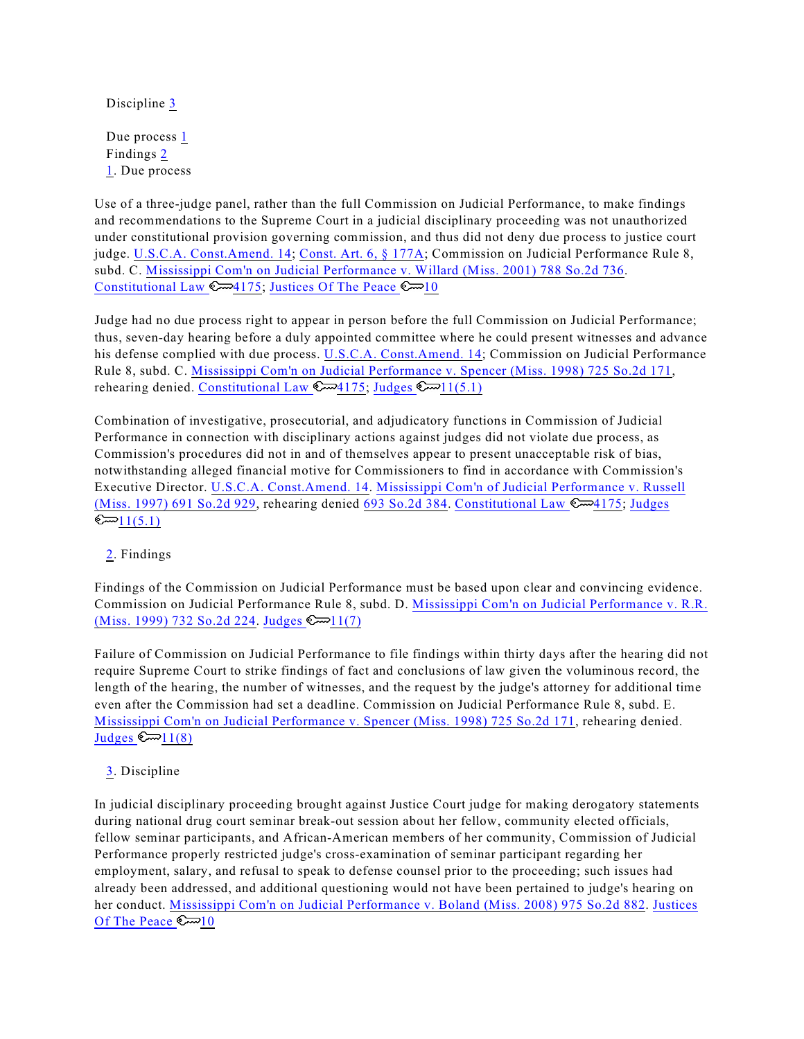Discipline 3

Due process 1

Findings 2

1. Due process

Use of a three-judge panel, rather than the full Commission on Judicial Performance, to make findings and recommendations to the Supreme Court in a judicial disciplinary proceeding was not unauthorized under constitutional provision governing commission, and thus did not deny due process to justice court judge. U.S.C.A. Const.Amend. 14; Const. Art. 6, § 177A; Commission on Judicial Performance Rule 8, subd. C. Mississippi Com'n on Judicial Performance v. Willard (Miss. 2001) 788 So.2d 736. Constitutional Law 🔑4175; Justices Of The Peace 🔑10

Judge had no due process right to appear in person before the full Commission on Judicial Performance; thus, seven-day hearing before a duly appointed committee where he could present witnesses and advance his defense complied with due process. U.S.C.A. Const.Amend. 14; Commission on Judicial Performance Rule 8, subd. C. Mississippi Com'n on Judicial Performance v. Spencer (Miss. 1998) 725 So.2d 171, rehearing denied. Constitutional Law 🔑4175; Judges 🔑11(5.1)

Combination of investigative, prosecutorial, and adjudicatory functions in Commission of Judicial Performance in connection with disciplinary actions against judges did not violate due process, as Commission's procedures did not in and of themselves appear to present unacceptable risk of bias, notwithstanding alleged financial motive for Commissioners to find in accordance with Commission's Executive Director. U.S.C.A. Const.Amend. 14. Mississippi Com'n of Judicial Performance v. Russell (Miss. 1997) 691 So.2d 929, rehearing denied 693 So.2d 384. Constitutional Law 🔑4175; Judges 🔑11(5.1)

2. Findings

Findings of the Commission on Judicial Performance must be based upon clear and convincing evidence. Commission on Judicial Performance Rule 8, subd. D. Mississippi Com'n on Judicial Performance v. R.R. (Miss. 1999) 732 So.2d 224. Judges 🔑11(7)

Failure of Commission on Judicial Performance to file findings within thirty days after the hearing did not require Supreme Court to strike findings of fact and conclusions of law given the voluminous record, the length of the hearing, the number of witnesses, and the request by the judge's attorney for additional time even after the Commission had set a deadline. Commission on Judicial Performance Rule 8, subd. E. Mississippi Com'n on Judicial Performance v. Spencer (Miss. 1998) 725 So.2d 171, rehearing denied. Judges 🔑11(8)

3. Discipline

In judicial disciplinary proceeding brought against Justice Court judge for making derogatory statements during national drug court seminar break-out session about her fellow, community elected officials, fellow seminar participants, and African-American members of her community, Commission of Judicial Performance properly restricted judge's cross-examination of seminar participant regarding her employment, salary, and refusal to speak to defense counsel prior to the proceeding; such issues had already been addressed, and additional questioning would not have been pertained to judge's hearing on her conduct. Mississippi Com'n on Judicial Performance v. Boland (Miss. 2008) 975 So.2d 882. Justices Of The Peace 🔑10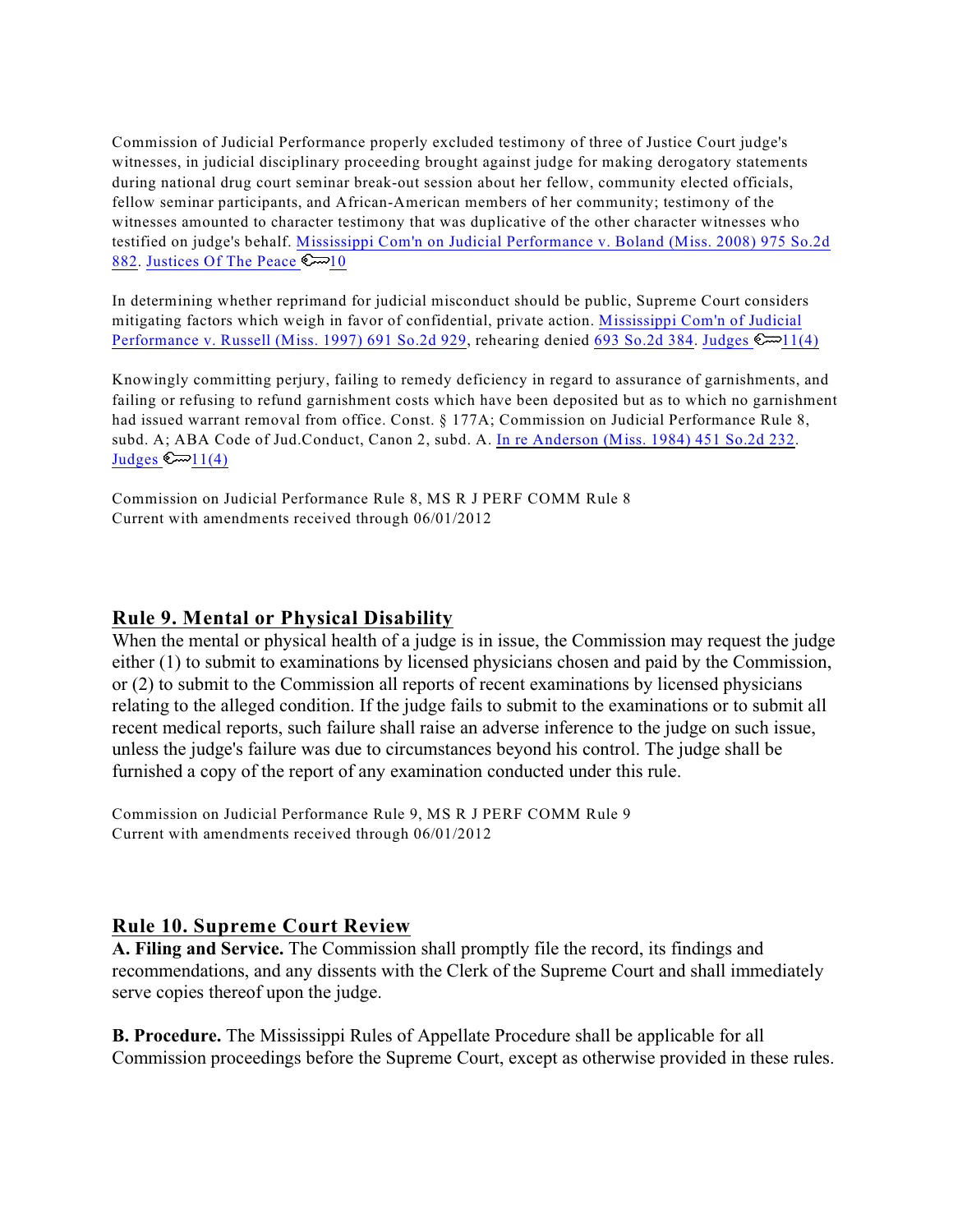Commission of Judicial Performance properly excluded testimony of three of Justice Court judge's witnesses, in judicial disciplinary proceeding brought against judge for making derogatory statements during national drug court seminar break-out session about her fellow, community elected officials, fellow seminar participants, and African-American members of her community; testimony of the witnesses amounted to character testimony that was duplicative of the other character witnesses who testified on judge's behalf. Mississippi Com'n on Judicial Performance v. Boland (Miss. 2008) 975 So.2d 882. Justices Of The Peace 10

In determining whether reprimand for judicial misconduct should be public, Supreme Court considers mitigating factors which weigh in favor of confidential, private action. Mississippi Com'n of Judicial Performance v. Russell (Miss. 1997) 691 So.2d 929, rehearing denied 693 So.2d 384. Judges 11(4)

Knowingly committing perjury, failing to remedy deficiency in regard to assurance of garnishments, and failing or refusing to refund garnishment costs which have been deposited but as to which no garnishment had issued warrant removal from office. Const. § 177A; Commission on Judicial Performance Rule 8, subd. A; ABA Code of Jud.Conduct, Canon 2, subd. A. In re Anderson (Miss. 1984) 451 So.2d 232. Judges 11(4)

Commission on Judicial Performance Rule 8, MS R J PERF COMM Rule 8
Current with amendments received through 06/01/2012

## Rule 9. Mental or Physical Disability

When the mental or physical health of a judge is in issue, the Commission may request the judge either (1) to submit to examinations by licensed physicians chosen and paid by the Commission, or (2) to submit to the Commission all reports of recent examinations by licensed physicians relating to the alleged condition. If the judge fails to submit to the examinations or to submit all recent medical reports, such failure shall raise an adverse inference to the judge on such issue, unless the judge's failure was due to circumstances beyond his control. The judge shall be furnished a copy of the report of any examination conducted under this rule.

Commission on Judicial Performance Rule 9, MS R J PERF COMM Rule 9
Current with amendments received through 06/01/2012

## Rule 10. Supreme Court Review

**A. Filing and Service.** The Commission shall promptly file the record, its findings and recommendations, and any dissents with the Clerk of the Supreme Court and shall immediately serve copies thereof upon the judge.

**B. Procedure.** The Mississippi Rules of Appellate Procedure shall be applicable for all Commission proceedings before the Supreme Court, except as otherwise provided in these rules.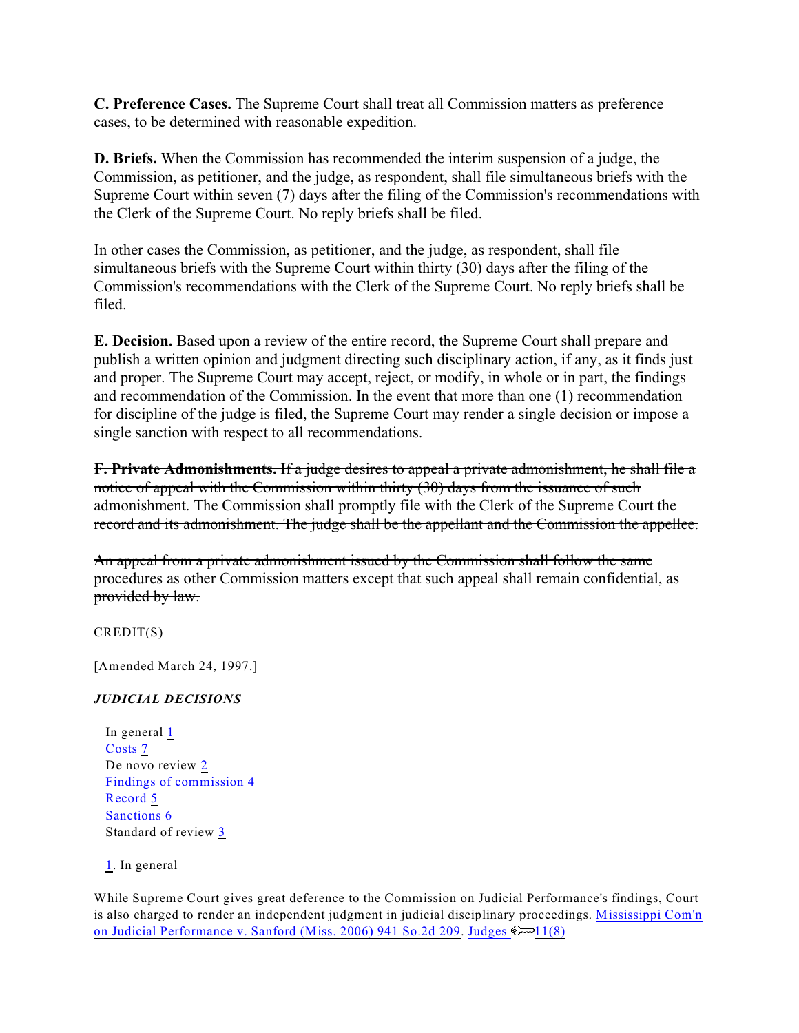**C. Preference Cases.** The Supreme Court shall treat all Commission matters as preference cases, to be determined with reasonable expedition.

**D. Briefs.** When the Commission has recommended the interim suspension of a judge, the Commission, as petitioner, and the judge, as respondent, shall file simultaneous briefs with the Supreme Court within seven (7) days after the filing of the Commission's recommendations with the Clerk of the Supreme Court. No reply briefs shall be filed.

In other cases the Commission, as petitioner, and the judge, as respondent, shall file simultaneous briefs with the Supreme Court within thirty (30) days after the filing of the Commission's recommendations with the Clerk of the Supreme Court. No reply briefs shall be filed.

**E. Decision.** Based upon a review of the entire record, the Supreme Court shall prepare and publish a written opinion and judgment directing such disciplinary action, if any, as it finds just and proper. The Supreme Court may accept, reject, or modify, in whole or in part, the findings and recommendation of the Commission. In the event that more than one (1) recommendation for discipline of the judge is filed, the Supreme Court may render a single decision or impose a single sanction with respect to all recommendations.

~~**F. Private Admonishments.** If a judge desires to appeal a private admonishment, he shall file a notice of appeal with the Commission within thirty (30) days from the issuance of such admonishment. The Commission shall promptly file with the Clerk of the Supreme Court the record and its admonishment. The judge shall be the appellant and the Commission the appellee.~~

~~An appeal from a private admonishment issued by the Commission shall follow the same procedures as other Commission matters except that such appeal shall remain confidential, as provided by law.~~

CREDIT(S)

[Amended March 24, 1997.]

***JUDICIAL DECISIONS***

- In general 1
- Costs 7
- De novo review 2
- Findings of commission 4
- Record 5
- Sanctions 6
- Standard of review 3

1. In general

While Supreme Court gives great deference to the Commission on Judicial Performance's findings, Court is also charged to render an independent judgment in judicial disciplinary proceedings. Mississippi Com'n on Judicial Performance v. Sanford (Miss. 2006) 941 So.2d 209. Judges 11(8)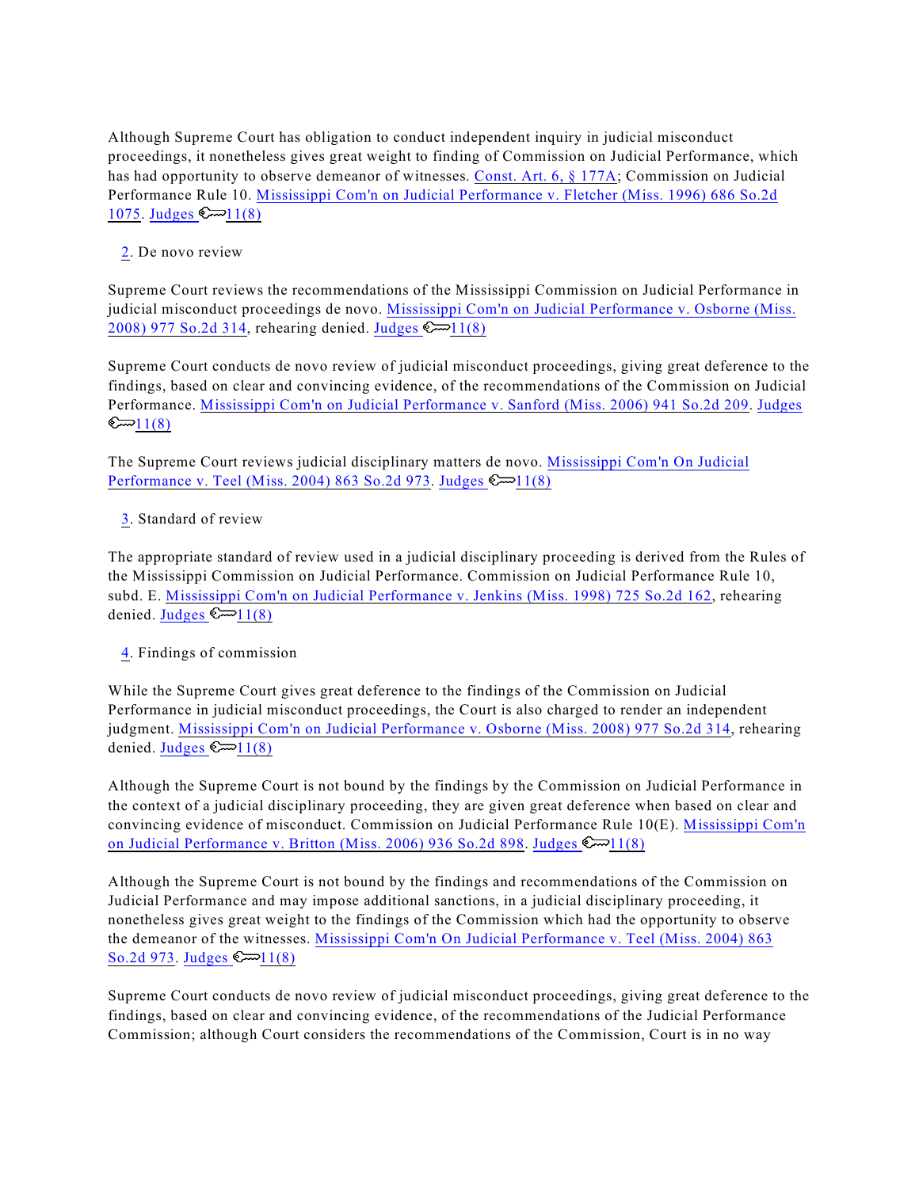Although Supreme Court has obligation to conduct independent inquiry in judicial misconduct proceedings, it nonetheless gives great weight to finding of Commission on Judicial Performance, which has had opportunity to observe demeanor of witnesses. Const. Art. 6, § 177A; Commission on Judicial Performance Rule 10. Mississippi Com'n on Judicial Performance v. Fletcher (Miss. 1996) 686 So.2d 1075. Judges 🔑11(8)

2. De novo review

Supreme Court reviews the recommendations of the Mississippi Commission on Judicial Performance in judicial misconduct proceedings de novo. Mississippi Com'n on Judicial Performance v. Osborne (Miss. 2008) 977 So.2d 314, rehearing denied. Judges 🔑11(8)

Supreme Court conducts de novo review of judicial misconduct proceedings, giving great deference to the findings, based on clear and convincing evidence, of the recommendations of the Commission on Judicial Performance. Mississippi Com'n on Judicial Performance v. Sanford (Miss. 2006) 941 So.2d 209. Judges 🔑11(8)

The Supreme Court reviews judicial disciplinary matters de novo. Mississippi Com'n On Judicial Performance v. Teel (Miss. 2004) 863 So.2d 973. Judges 🔑11(8)

3. Standard of review

The appropriate standard of review used in a judicial disciplinary proceeding is derived from the Rules of the Mississippi Commission on Judicial Performance. Commission on Judicial Performance Rule 10, subd. E. Mississippi Com'n on Judicial Performance v. Jenkins (Miss. 1998) 725 So.2d 162, rehearing denied. Judges 🔑11(8)

4. Findings of commission

While the Supreme Court gives great deference to the findings of the Commission on Judicial Performance in judicial misconduct proceedings, the Court is also charged to render an independent judgment. Mississippi Com'n on Judicial Performance v. Osborne (Miss. 2008) 977 So.2d 314, rehearing denied. Judges 🔑11(8)

Although the Supreme Court is not bound by the findings by the Commission on Judicial Performance in the context of a judicial disciplinary proceeding, they are given great deference when based on clear and convincing evidence of misconduct. Commission on Judicial Performance Rule 10(E). Mississippi Com'n on Judicial Performance v. Britton (Miss. 2006) 936 So.2d 898. Judges 🔑11(8)

Although the Supreme Court is not bound by the findings and recommendations of the Commission on Judicial Performance and may impose additional sanctions, in a judicial disciplinary proceeding, it nonetheless gives great weight to the findings of the Commission which had the opportunity to observe the demeanor of the witnesses. Mississippi Com'n On Judicial Performance v. Teel (Miss. 2004) 863 So.2d 973. Judges 🔑11(8)

Supreme Court conducts de novo review of judicial misconduct proceedings, giving great deference to the findings, based on clear and convincing evidence, of the recommendations of the Judicial Performance Commission; although Court considers the recommendations of the Commission, Court is in no way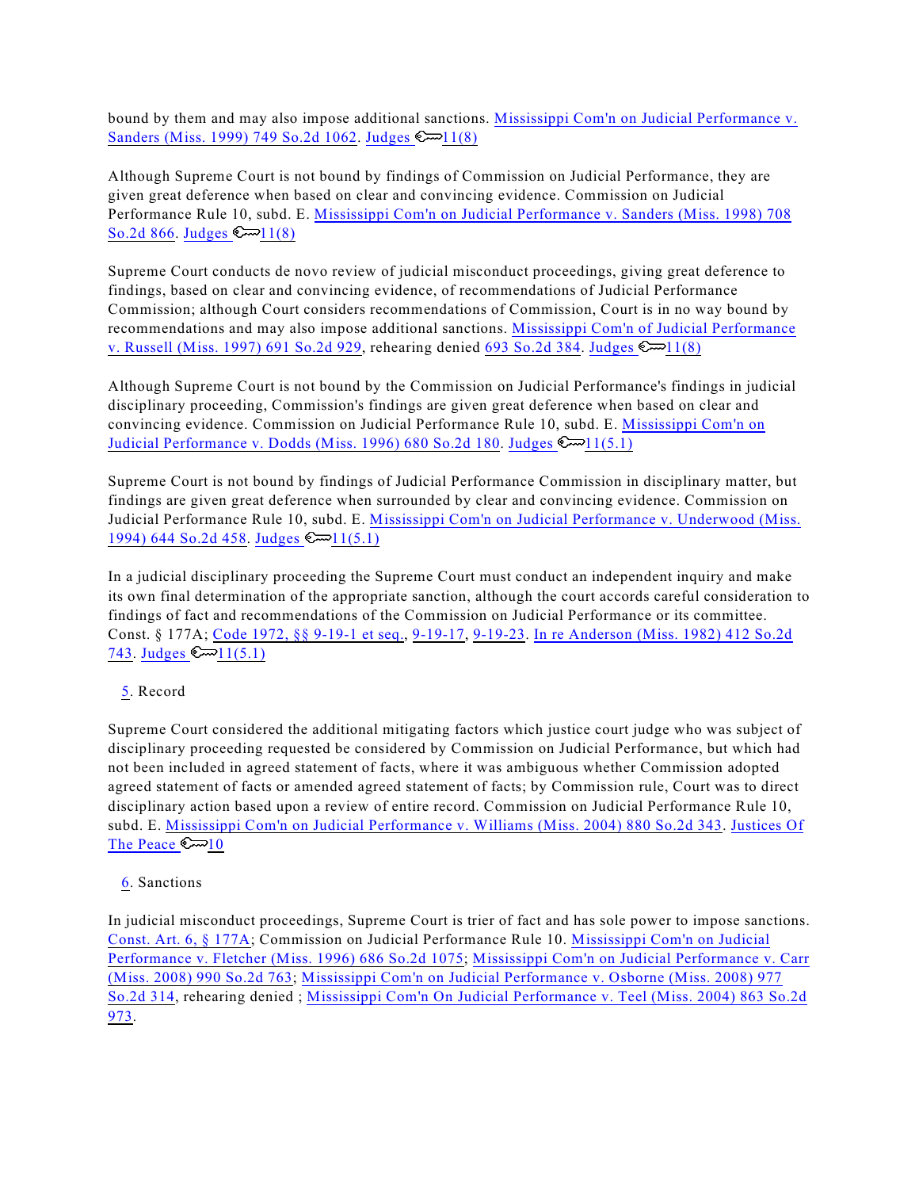bound by them and may also impose additional sanctions. Mississippi Com'n on Judicial Performance v. Sanders (Miss. 1999) 749 So.2d 1062. Judges 11(8)

Although Supreme Court is not bound by findings of Commission on Judicial Performance, they are given great deference when based on clear and convincing evidence. Commission on Judicial Performance Rule 10, subd. E. Mississippi Com'n on Judicial Performance v. Sanders (Miss. 1998) 708 So.2d 866. Judges 11(8)

Supreme Court conducts de novo review of judicial misconduct proceedings, giving great deference to findings, based on clear and convincing evidence, of recommendations of Judicial Performance Commission; although Court considers recommendations of Commission, Court is in no way bound by recommendations and may also impose additional sanctions. Mississippi Com'n of Judicial Performance v. Russell (Miss. 1997) 691 So.2d 929, rehearing denied 693 So.2d 384. Judges 11(8)

Although Supreme Court is not bound by the Commission on Judicial Performance's findings in judicial disciplinary proceeding, Commission's findings are given great deference when based on clear and convincing evidence. Commission on Judicial Performance Rule 10, subd. E. Mississippi Com'n on Judicial Performance v. Dodds (Miss. 1996) 680 So.2d 180. Judges 11(5.1)

Supreme Court is not bound by findings of Judicial Performance Commission in disciplinary matter, but findings are given great deference when surrounded by clear and convincing evidence. Commission on Judicial Performance Rule 10, subd. E. Mississippi Com'n on Judicial Performance v. Underwood (Miss. 1994) 644 So.2d 458. Judges 11(5.1)

In a judicial disciplinary proceeding the Supreme Court must conduct an independent inquiry and make its own final determination of the appropriate sanction, although the court accords careful consideration to findings of fact and recommendations of the Commission on Judicial Performance or its committee. Const. § 177A; Code 1972, §§ 9-19-1 et seq., 9-19-17, 9-19-23. In re Anderson (Miss. 1982) 412 So.2d 743. Judges 11(5.1)

5. Record

Supreme Court considered the additional mitigating factors which justice court judge who was subject of disciplinary proceeding requested be considered by Commission on Judicial Performance, but which had not been included in agreed statement of facts, where it was ambiguous whether Commission adopted agreed statement of facts or amended agreed statement of facts; by Commission rule, Court was to direct disciplinary action based upon a review of entire record. Commission on Judicial Performance Rule 10, subd. E. Mississippi Com'n on Judicial Performance v. Williams (Miss. 2004) 880 So.2d 343. Justices Of The Peace 10

6. Sanctions

In judicial misconduct proceedings, Supreme Court is trier of fact and has sole power to impose sanctions. Const. Art. 6, § 177A; Commission on Judicial Performance Rule 10. Mississippi Com'n on Judicial Performance v. Fletcher (Miss. 1996) 686 So.2d 1075; Mississippi Com'n on Judicial Performance v. Carr (Miss. 2008) 990 So.2d 763; Mississippi Com'n on Judicial Performance v. Osborne (Miss. 2008) 977 So.2d 314, rehearing denied ; Mississippi Com'n On Judicial Performance v. Teel (Miss. 2004) 863 So.2d 973.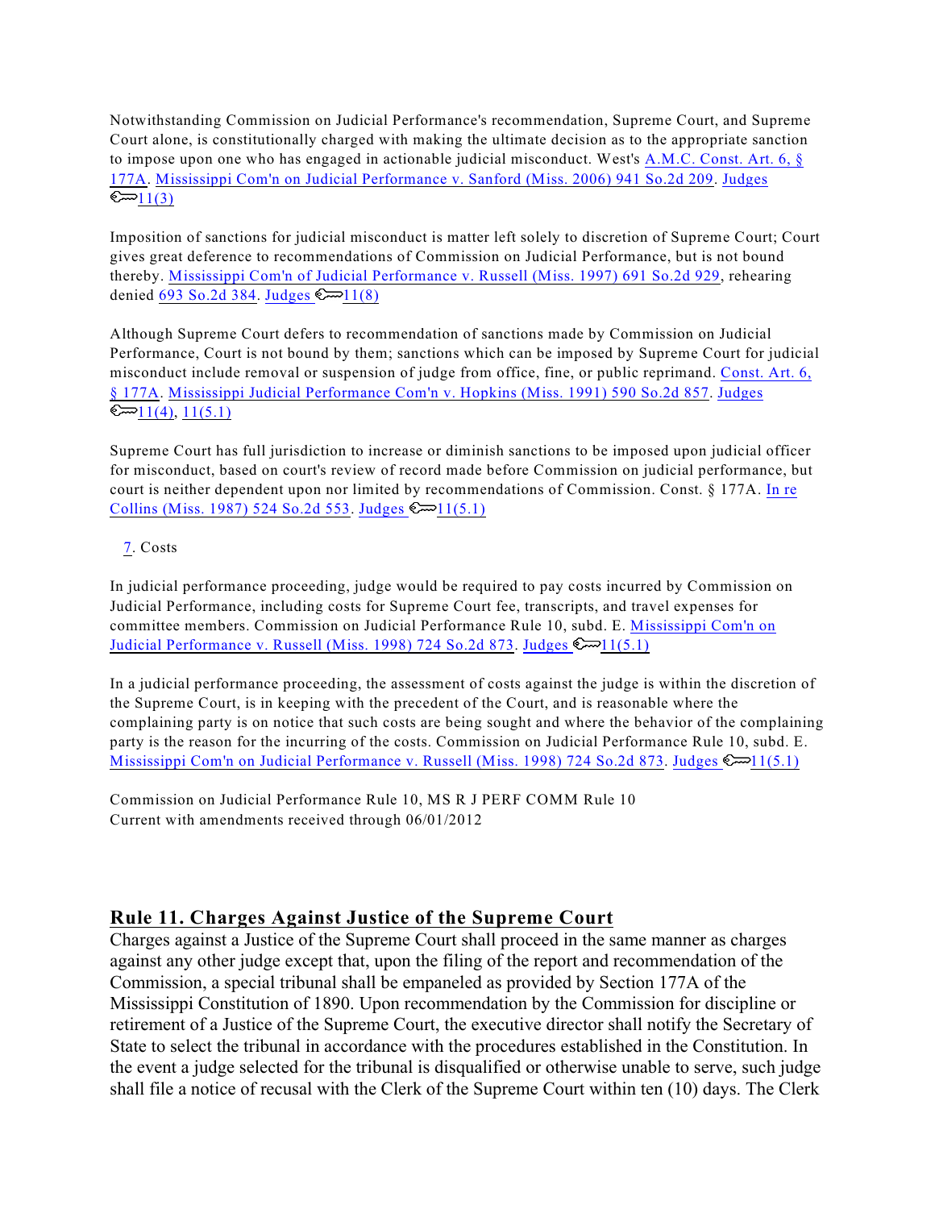Notwithstanding Commission on Judicial Performance's recommendation, Supreme Court, and Supreme Court alone, is constitutionally charged with making the ultimate decision as to the appropriate sanction to impose upon one who has engaged in actionable judicial misconduct. West's A.M.C. Const. Art. 6, § 177A. Mississippi Com'n on Judicial Performance v. Sanford (Miss. 2006) 941 So.2d 209. Judges 11(3)

Imposition of sanctions for judicial misconduct is matter left solely to discretion of Supreme Court; Court gives great deference to recommendations of Commission on Judicial Performance, but is not bound thereby. Mississippi Com'n of Judicial Performance v. Russell (Miss. 1997) 691 So.2d 929, rehearing denied 693 So.2d 384. Judges 11(8)

Although Supreme Court defers to recommendation of sanctions made by Commission on Judicial Performance, Court is not bound by them; sanctions which can be imposed by Supreme Court for judicial misconduct include removal or suspension of judge from office, fine, or public reprimand. Const. Art. 6, § 177A. Mississippi Judicial Performance Com'n v. Hopkins (Miss. 1991) 590 So.2d 857. Judges 11(4), 11(5.1)

Supreme Court has full jurisdiction to increase or diminish sanctions to be imposed upon judicial officer for misconduct, based on court's review of record made before Commission on judicial performance, but court is neither dependent upon nor limited by recommendations of Commission. Const. § 177A. In re Collins (Miss. 1987) 524 So.2d 553. Judges 11(5.1)

7. Costs

In judicial performance proceeding, judge would be required to pay costs incurred by Commission on Judicial Performance, including costs for Supreme Court fee, transcripts, and travel expenses for committee members. Commission on Judicial Performance Rule 10, subd. E. Mississippi Com'n on Judicial Performance v. Russell (Miss. 1998) 724 So.2d 873. Judges 11(5.1)

In a judicial performance proceeding, the assessment of costs against the judge is within the discretion of the Supreme Court, is in keeping with the precedent of the Court, and is reasonable where the complaining party is on notice that such costs are being sought and where the behavior of the complaining party is the reason for the incurring of the costs. Commission on Judicial Performance Rule 10, subd. E. Mississippi Com'n on Judicial Performance v. Russell (Miss. 1998) 724 So.2d 873. Judges 11(5.1)

Commission on Judicial Performance Rule 10, MS R J PERF COMM Rule 10
Current with amendments received through 06/01/2012

## Rule 11. Charges Against Justice of the Supreme Court

Charges against a Justice of the Supreme Court shall proceed in the same manner as charges against any other judge except that, upon the filing of the report and recommendation of the Commission, a special tribunal shall be empaneled as provided by Section 177A of the Mississippi Constitution of 1890. Upon recommendation by the Commission for discipline or retirement of a Justice of the Supreme Court, the executive director shall notify the Secretary of State to select the tribunal in accordance with the procedures established in the Constitution. In the event a judge selected for the tribunal is disqualified or otherwise unable to serve, such judge shall file a notice of recusal with the Clerk of the Supreme Court within ten (10) days. The Clerk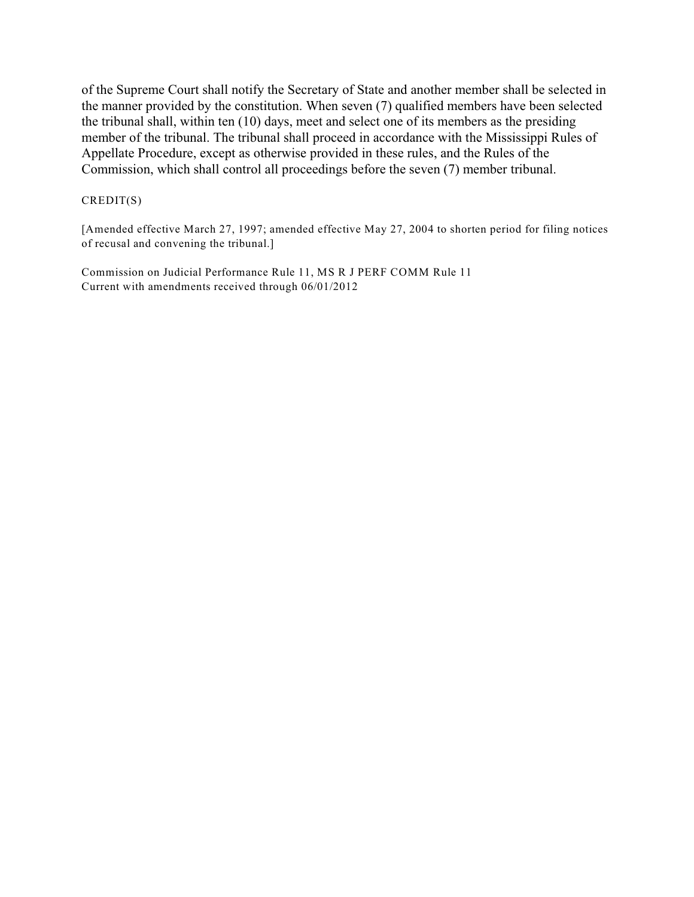of the Supreme Court shall notify the Secretary of State and another member shall be selected in the manner provided by the constitution. When seven (7) qualified members have been selected the tribunal shall, within ten (10) days, meet and select one of its members as the presiding member of the tribunal. The tribunal shall proceed in accordance with the Mississippi Rules of Appellate Procedure, except as otherwise provided in these rules, and the Rules of the Commission, which shall control all proceedings before the seven (7) member tribunal.

CREDIT(S)

[Amended effective March 27, 1997; amended effective May 27, 2004 to shorten period for filing notices of recusal and convening the tribunal.]

Commission on Judicial Performance Rule 11, MS R J PERF COMM Rule 11
Current with amendments received through 06/01/2012